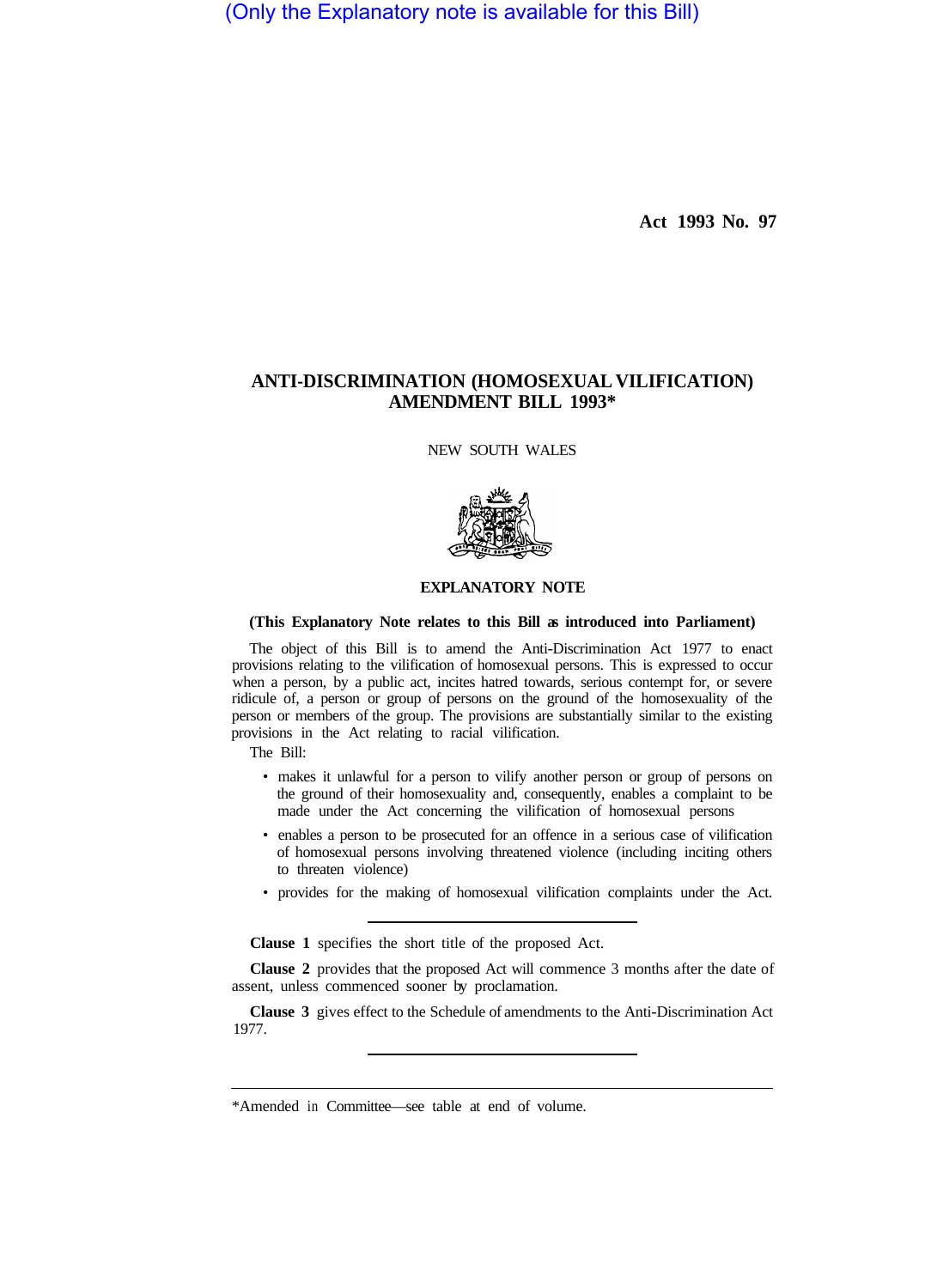(Only the Explanatory note is available for this Bill)

**Act 1993 No. 97**

# ANTI-DISCRIMINATION (HOMOSEXUAL VILIFICATION) AMENDMENT BILL 1993*

NEW SOUTH WALES

## EXPLANATORY NOTE

**(This Explanatory Note relates to this Bill as introduced into Parliament)**

The object of this Bill is to amend the Anti-Discrimination Act 1977 to enact provisions relating to the vilification of homosexual persons. This is expressed to occur when a person, by a public act, incites hatred towards, serious contempt for, or severe ridicule of, a person or group of persons on the ground of the homosexuality of the person or members of the group. The provisions are substantially similar to the existing provisions in the Act relating to racial vilification.

The Bill:

- makes it unlawful for a person to vilify another person or group of persons on the ground of their homosexuality and, consequently, enables a complaint to be made under the Act concerning the vilification of homosexual persons
- enables a person to be prosecuted for an offence in a serious case of vilification of homosexual persons involving threatened violence (including inciting others to threaten violence)
- provides for the making of homosexual vilification complaints under the Act.

---

**Clause 1** specifies the short title of the proposed Act.

**Clause 2** provides that the proposed Act will commence 3 months after the date of assent, unless commenced sooner by proclamation.

**Clause 3** gives effect to the Schedule of amendments to the Anti-Discrimination Act 1977.

---

*Amended in Committee—see table at end of volume.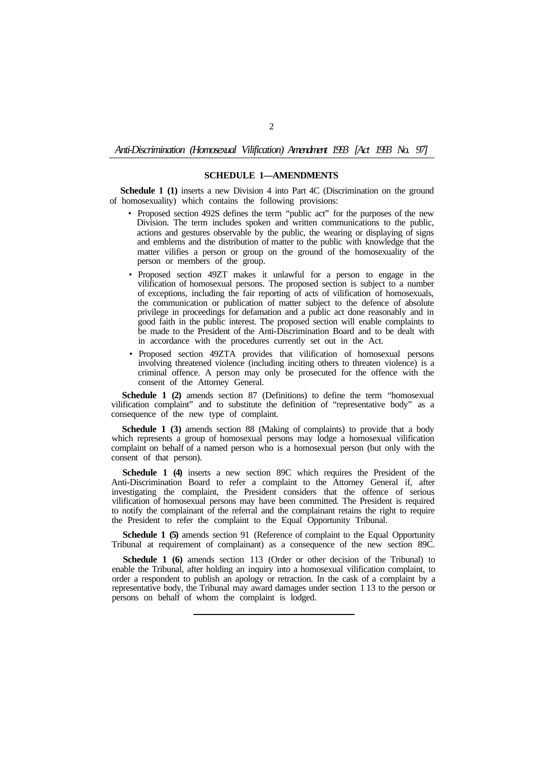## SCHEDULE 1—AMENDMENTS

**Schedule 1 (1)** inserts a new Division 4 into Part 4C (Discrimination on the ground of homosexuality) which contains the following provisions:

- Proposed section 492S defines the term "public act" for the purposes of the new Division. The term includes spoken and written communications to the public, actions and gestures observable by the public, the wearing or displaying of signs and emblems and the distribution of matter to the public with knowledge that the matter vilifies a person or group on the ground of the homosexuality of the person or members of the group.
- Proposed section 49ZT makes it unlawful for a person to engage in the vilification of homosexual persons. The proposed section is subject to a number of exceptions, including the fair reporting of acts of vilification of homosexuals, the communication or publication of matter subject to the defence of absolute privilege in proceedings for defamation and a public act done reasonably and in good faith in the public interest. The proposed section will enable complaints to be made to the President of the Anti-Discrimination Board and to be dealt with in accordance with the procedures currently set out in the Act.
- Proposed section 49ZTA provides that vilification of homosexual persons involving threatened violence (including inciting others to threaten violence) is a criminal offence. A person may only be prosecuted for the offence with the consent of the Attorney General.

**Schedule 1 (2)** amends section 87 (Definitions) to define the term "homosexual vilification complaint" and to substitute the definition of "representative body" as a consequence of the new type of complaint.

**Schedule 1 (3)** amends section 88 (Making of complaints) to provide that a body which represents a group of homosexual persons may lodge a homosexual vilification complaint on behalf of a named person who is a homosexual person (but only with the consent of that person).

**Schedule 1 (4)** inserts a new section 89C which requires the President of the Anti-Discrimination Board to refer a complaint to the Attorney General if, after investigating the complaint, the President considers that the offence of serious vilification of homosexual persons may have been committed. The President is required to notify the complainant of the referral and the complainant retains the right to require the President to refer the complaint to the Equal Opportunity Tribunal.

**Schedule 1 (5)** amends section 91 (Reference of complaint to the Equal Opportunity Tribunal at requirement of complainant) as a consequence of the new section 89C.

**Schedule 1 (6)** amends section 113 (Order or other decision of the Tribunal) to enable the Tribunal, after holding an inquiry into a homosexual vilification complaint, to order a respondent to publish an apology or retraction. In the cask of a complaint by a representative body, the Tribunal may award damages under section 1 13 to the person or persons on behalf of whom the complaint is lodged.